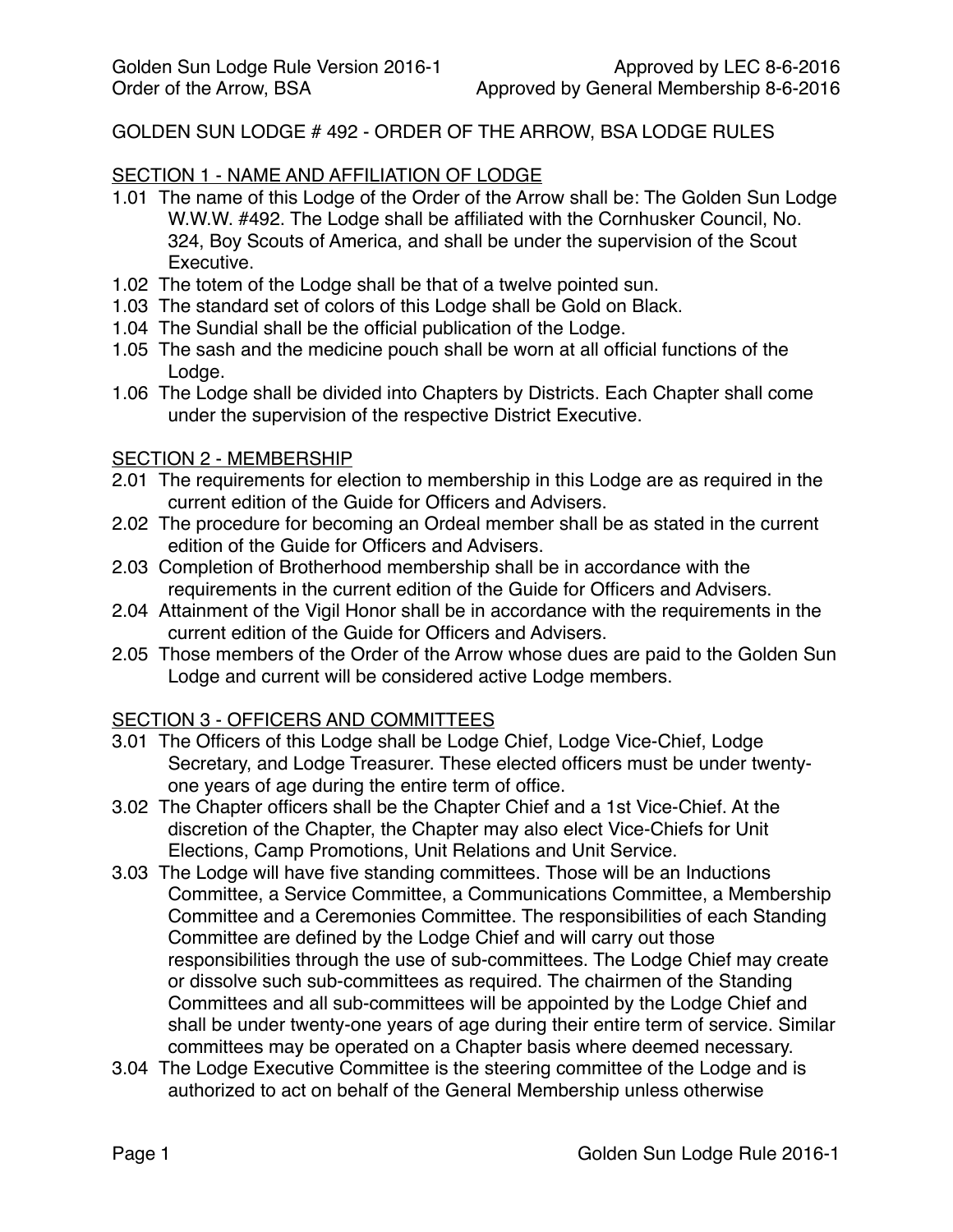Golden Sun Lodge Rule Version 2016-1 — Approved by LEC 8-6-2016
Order of the Arrow, BSA — Approved by General Membership 8-6-2016

# GOLDEN SUN LODGE # 492 - ORDER OF THE ARROW, BSA LODGE RULES

## SECTION 1 - NAME AND AFFILIATION OF LODGE

1.01 The name of this Lodge of the Order of the Arrow shall be: The Golden Sun Lodge W.W.W. #492. The Lodge shall be affiliated with the Cornhusker Council, No. 324, Boy Scouts of America, and shall be under the supervision of the Scout Executive.

1.02 The totem of the Lodge shall be that of a twelve pointed sun.

1.03 The standard set of colors of this Lodge shall be Gold on Black.

1.04 The Sundial shall be the official publication of the Lodge.

1.05 The sash and the medicine pouch shall be worn at all official functions of the Lodge.

1.06 The Lodge shall be divided into Chapters by Districts. Each Chapter shall come under the supervision of the respective District Executive.

## SECTION 2 - MEMBERSHIP

2.01 The requirements for election to membership in this Lodge are as required in the current edition of the Guide for Officers and Advisers.

2.02 The procedure for becoming an Ordeal member shall be as stated in the current edition of the Guide for Officers and Advisers.

2.03 Completion of Brotherhood membership shall be in accordance with the requirements in the current edition of the Guide for Officers and Advisers.

2.04 Attainment of the Vigil Honor shall be in accordance with the requirements in the current edition of the Guide for Officers and Advisers.

2.05 Those members of the Order of the Arrow whose dues are paid to the Golden Sun Lodge and current will be considered active Lodge members.

## SECTION 3 - OFFICERS AND COMMITTEES

3.01 The Officers of this Lodge shall be Lodge Chief, Lodge Vice-Chief, Lodge Secretary, and Lodge Treasurer. These elected officers must be under twenty-one years of age during the entire term of office.

3.02 The Chapter officers shall be the Chapter Chief and a 1st Vice-Chief. At the discretion of the Chapter, the Chapter may also elect Vice-Chiefs for Unit Elections, Camp Promotions, Unit Relations and Unit Service.

3.03 The Lodge will have five standing committees. Those will be an Inductions Committee, a Service Committee, a Communications Committee, a Membership Committee and a Ceremonies Committee. The responsibilities of each Standing Committee are defined by the Lodge Chief and will carry out those responsibilities through the use of sub-committees. The Lodge Chief may create or dissolve such sub-committees as required. The chairmen of the Standing Committees and all sub-committees will be appointed by the Lodge Chief and shall be under twenty-one years of age during their entire term of service. Similar committees may be operated on a Chapter basis where deemed necessary.

3.04 The Lodge Executive Committee is the steering committee of the Lodge and is authorized to act on behalf of the General Membership unless otherwise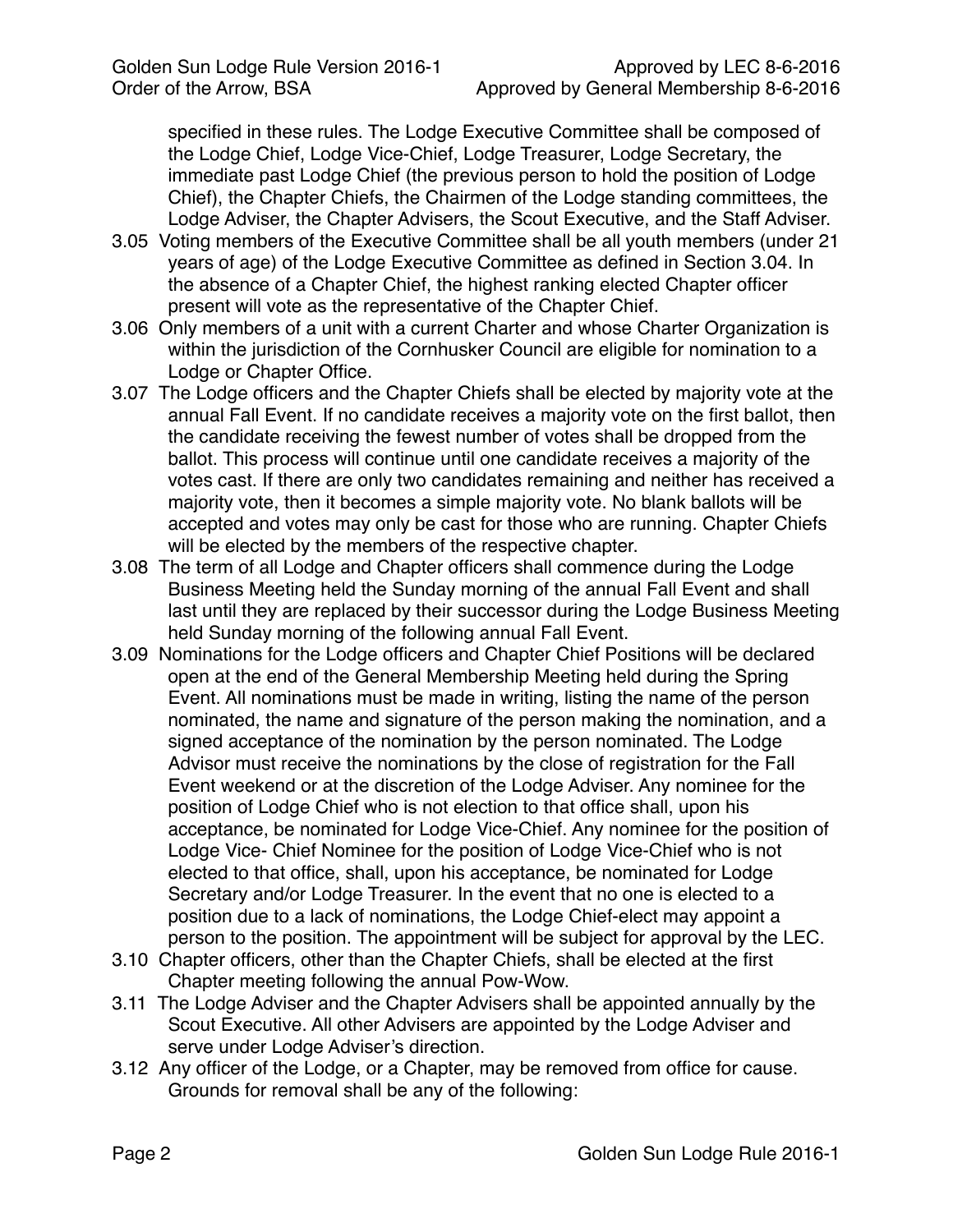specified in these rules. The Lodge Executive Committee shall be composed of the Lodge Chief, Lodge Vice-Chief, Lodge Treasurer, Lodge Secretary, the immediate past Lodge Chief (the previous person to hold the position of Lodge Chief), the Chapter Chiefs, the Chairmen of the Lodge standing committees, the Lodge Adviser, the Chapter Advisers, the Scout Executive, and the Staff Adviser.

3.05 Voting members of the Executive Committee shall be all youth members (under 21 years of age) of the Lodge Executive Committee as defined in Section 3.04. In the absence of a Chapter Chief, the highest ranking elected Chapter officer present will vote as the representative of the Chapter Chief.

3.06 Only members of a unit with a current Charter and whose Charter Organization is within the jurisdiction of the Cornhusker Council are eligible for nomination to a Lodge or Chapter Office.

3.07 The Lodge officers and the Chapter Chiefs shall be elected by majority vote at the annual Fall Event. If no candidate receives a majority vote on the first ballot, then the candidate receiving the fewest number of votes shall be dropped from the ballot. This process will continue until one candidate receives a majority of the votes cast. If there are only two candidates remaining and neither has received a majority vote, then it becomes a simple majority vote. No blank ballots will be accepted and votes may only be cast for those who are running. Chapter Chiefs will be elected by the members of the respective chapter.

3.08 The term of all Lodge and Chapter officers shall commence during the Lodge Business Meeting held the Sunday morning of the annual Fall Event and shall last until they are replaced by their successor during the Lodge Business Meeting held Sunday morning of the following annual Fall Event.

3.09 Nominations for the Lodge officers and Chapter Chief Positions will be declared open at the end of the General Membership Meeting held during the Spring Event. All nominations must be made in writing, listing the name of the person nominated, the name and signature of the person making the nomination, and a signed acceptance of the nomination by the person nominated. The Lodge Advisor must receive the nominations by the close of registration for the Fall Event weekend or at the discretion of the Lodge Adviser. Any nominee for the position of Lodge Chief who is not election to that office shall, upon his acceptance, be nominated for Lodge Vice-Chief. Any nominee for the position of Lodge Vice- Chief Nominee for the position of Lodge Vice-Chief who is not elected to that office, shall, upon his acceptance, be nominated for Lodge Secretary and/or Lodge Treasurer. In the event that no one is elected to a position due to a lack of nominations, the Lodge Chief-elect may appoint a person to the position. The appointment will be subject for approval by the LEC.

3.10 Chapter officers, other than the Chapter Chiefs, shall be elected at the first Chapter meeting following the annual Pow-Wow.

3.11 The Lodge Adviser and the Chapter Advisers shall be appointed annually by the Scout Executive. All other Advisers are appointed by the Lodge Adviser and serve under Lodge Adviser's direction.

3.12 Any officer of the Lodge, or a Chapter, may be removed from office for cause. Grounds for removal shall be any of the following: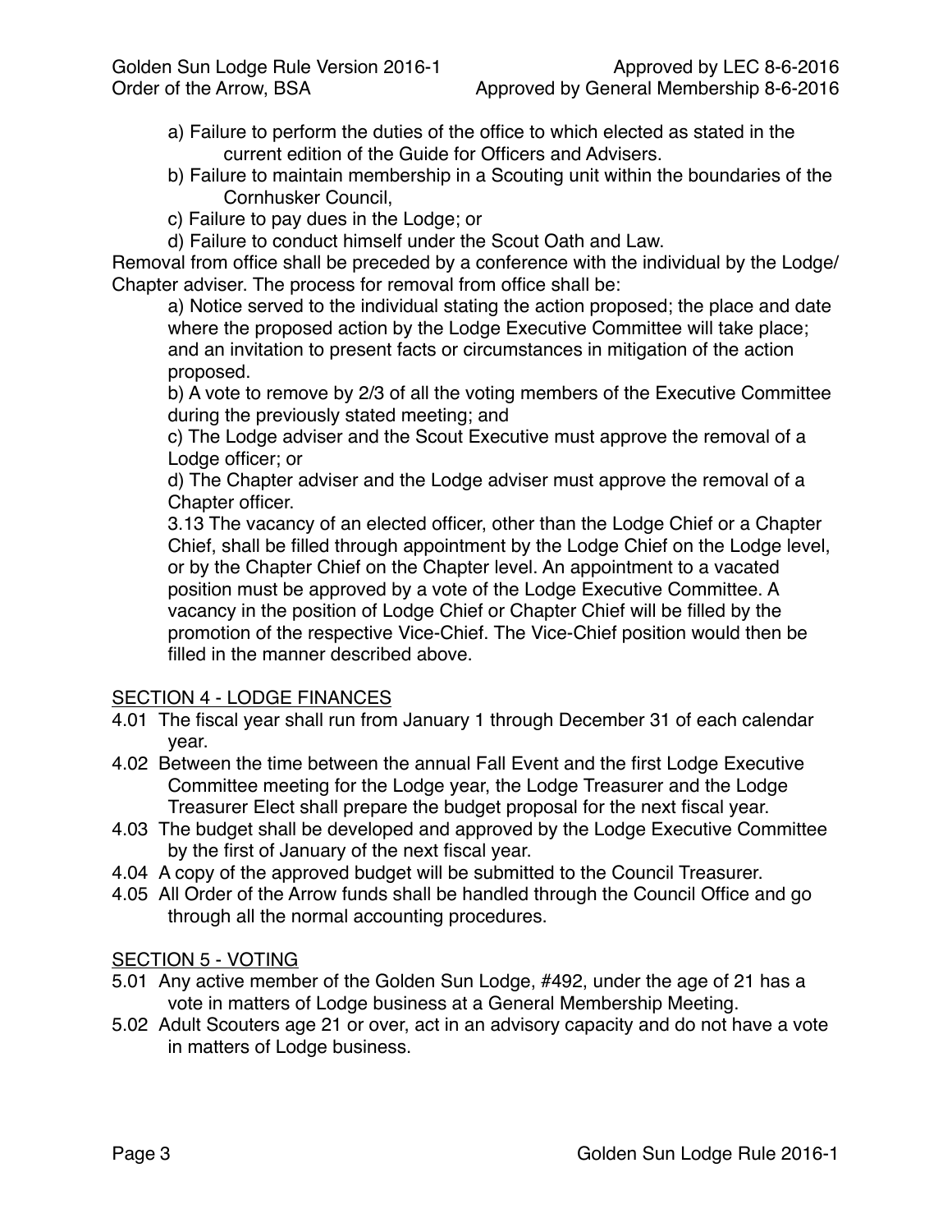a) Failure to perform the duties of the office to which elected as stated in the current edition of the Guide for Officers and Advisers.

b) Failure to maintain membership in a Scouting unit within the boundaries of the Cornhusker Council,

c) Failure to pay dues in the Lodge; or

d) Failure to conduct himself under the Scout Oath and Law.

Removal from office shall be preceded by a conference with the individual by the Lodge/ Chapter adviser. The process for removal from office shall be:

a) Notice served to the individual stating the action proposed; the place and date where the proposed action by the Lodge Executive Committee will take place; and an invitation to present facts or circumstances in mitigation of the action proposed.

b) A vote to remove by 2/3 of all the voting members of the Executive Committee during the previously stated meeting; and

c) The Lodge adviser and the Scout Executive must approve the removal of a Lodge officer; or

d) The Chapter adviser and the Lodge adviser must approve the removal of a Chapter officer.

3.13 The vacancy of an elected officer, other than the Lodge Chief or a Chapter Chief, shall be filled through appointment by the Lodge Chief on the Lodge level, or by the Chapter Chief on the Chapter level. An appointment to a vacated position must be approved by a vote of the Lodge Executive Committee. A vacancy in the position of Lodge Chief or Chapter Chief will be filled by the promotion of the respective Vice-Chief. The Vice-Chief position would then be filled in the manner described above.

## SECTION 4 - LODGE FINANCES

4.01 The fiscal year shall run from January 1 through December 31 of each calendar year.

4.02 Between the time between the annual Fall Event and the first Lodge Executive Committee meeting for the Lodge year, the Lodge Treasurer and the Lodge Treasurer Elect shall prepare the budget proposal for the next fiscal year.

4.03 The budget shall be developed and approved by the Lodge Executive Committee by the first of January of the next fiscal year.

4.04 A copy of the approved budget will be submitted to the Council Treasurer.

4.05 All Order of the Arrow funds shall be handled through the Council Office and go through all the normal accounting procedures.

## SECTION 5 - VOTING

5.01 Any active member of the Golden Sun Lodge, #492, under the age of 21 has a vote in matters of Lodge business at a General Membership Meeting.

5.02 Adult Scouters age 21 or over, act in an advisory capacity and do not have a vote in matters of Lodge business.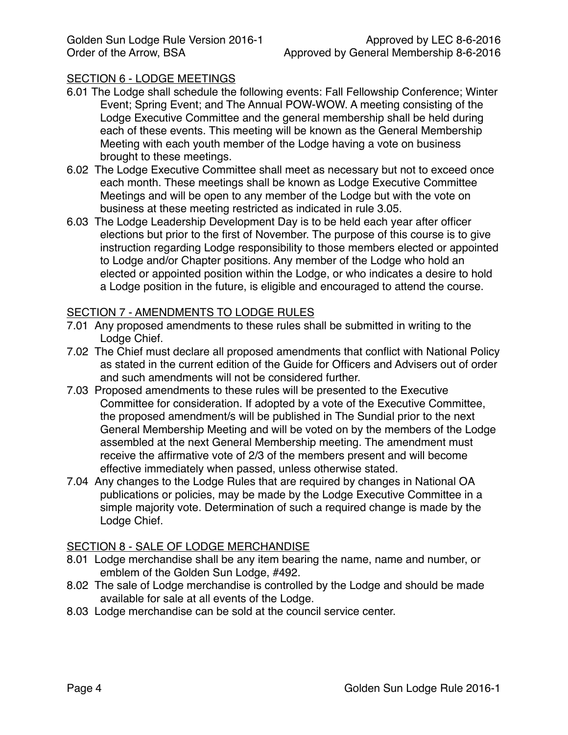## SECTION 6 - LODGE MEETINGS

6.01 The Lodge shall schedule the following events: Fall Fellowship Conference; Winter Event; Spring Event; and The Annual POW-WOW. A meeting consisting of the Lodge Executive Committee and the general membership shall be held during each of these events. This meeting will be known as the General Membership Meeting with each youth member of the Lodge having a vote on business brought to these meetings.

6.02 The Lodge Executive Committee shall meet as necessary but not to exceed once each month. These meetings shall be known as Lodge Executive Committee Meetings and will be open to any member of the Lodge but with the vote on business at these meeting restricted as indicated in rule 3.05.

6.03 The Lodge Leadership Development Day is to be held each year after officer elections but prior to the first of November. The purpose of this course is to give instruction regarding Lodge responsibility to those members elected or appointed to Lodge and/or Chapter positions. Any member of the Lodge who hold an elected or appointed position within the Lodge, or who indicates a desire to hold a Lodge position in the future, is eligible and encouraged to attend the course.

## SECTION 7 - AMENDMENTS TO LODGE RULES

7.01 Any proposed amendments to these rules shall be submitted in writing to the Lodge Chief.

7.02 The Chief must declare all proposed amendments that conflict with National Policy as stated in the current edition of the Guide for Officers and Advisers out of order and such amendments will not be considered further.

7.03 Proposed amendments to these rules will be presented to the Executive Committee for consideration. If adopted by a vote of the Executive Committee, the proposed amendment/s will be published in The Sundial prior to the next General Membership Meeting and will be voted on by the members of the Lodge assembled at the next General Membership meeting. The amendment must receive the affirmative vote of 2/3 of the members present and will become effective immediately when passed, unless otherwise stated.

7.04 Any changes to the Lodge Rules that are required by changes in National OA publications or policies, may be made by the Lodge Executive Committee in a simple majority vote. Determination of such a required change is made by the Lodge Chief.

## SECTION 8 - SALE OF LODGE MERCHANDISE

8.01 Lodge merchandise shall be any item bearing the name, name and number, or emblem of the Golden Sun Lodge, #492.

8.02 The sale of Lodge merchandise is controlled by the Lodge and should be made available for sale at all events of the Lodge.

8.03 Lodge merchandise can be sold at the council service center.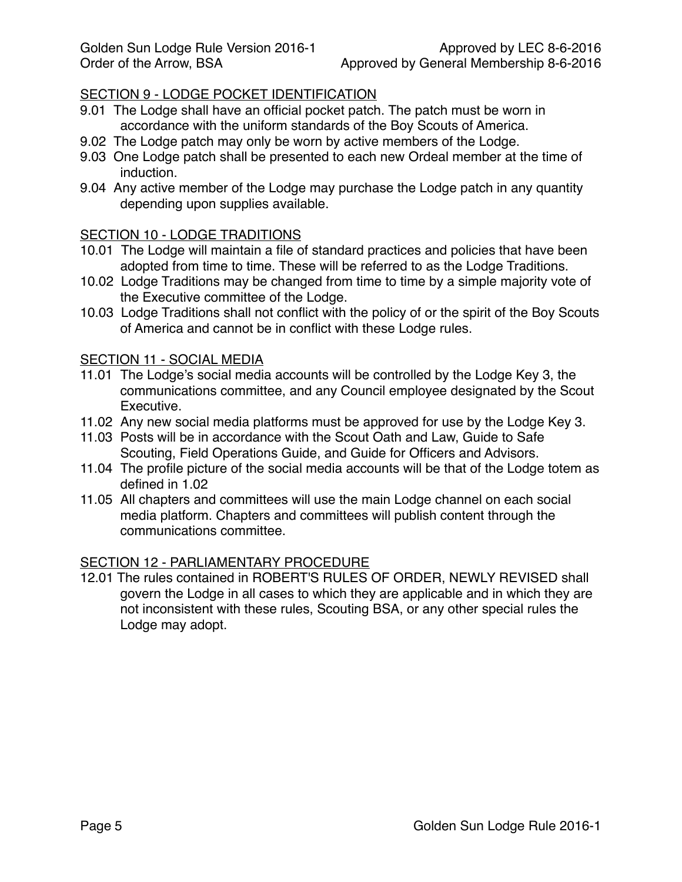## SECTION 9 - LODGE POCKET IDENTIFICATION

9.01 The Lodge shall have an official pocket patch. The patch must be worn in accordance with the uniform standards of the Boy Scouts of America.

9.02 The Lodge patch may only be worn by active members of the Lodge.

9.03 One Lodge patch shall be presented to each new Ordeal member at the time of induction.

9.04 Any active member of the Lodge may purchase the Lodge patch in any quantity depending upon supplies available.

## SECTION 10 - LODGE TRADITIONS

10.01 The Lodge will maintain a file of standard practices and policies that have been adopted from time to time. These will be referred to as the Lodge Traditions.

10.02 Lodge Traditions may be changed from time to time by a simple majority vote of the Executive committee of the Lodge.

10.03 Lodge Traditions shall not conflict with the policy of or the spirit of the Boy Scouts of America and cannot be in conflict with these Lodge rules.

## SECTION 11 - SOCIAL MEDIA

11.01 The Lodge's social media accounts will be controlled by the Lodge Key 3, the communications committee, and any Council employee designated by the Scout Executive.

11.02 Any new social media platforms must be approved for use by the Lodge Key 3.

11.03 Posts will be in accordance with the Scout Oath and Law, Guide to Safe Scouting, Field Operations Guide, and Guide for Officers and Advisors.

11.04 The profile picture of the social media accounts will be that of the Lodge totem as defined in 1.02

11.05 All chapters and committees will use the main Lodge channel on each social media platform. Chapters and committees will publish content through the communications committee.

## SECTION 12 - PARLIAMENTARY PROCEDURE

12.01 The rules contained in ROBERT'S RULES OF ORDER, NEWLY REVISED shall govern the Lodge in all cases to which they are applicable and in which they are not inconsistent with these rules, Scouting BSA, or any other special rules the Lodge may adopt.